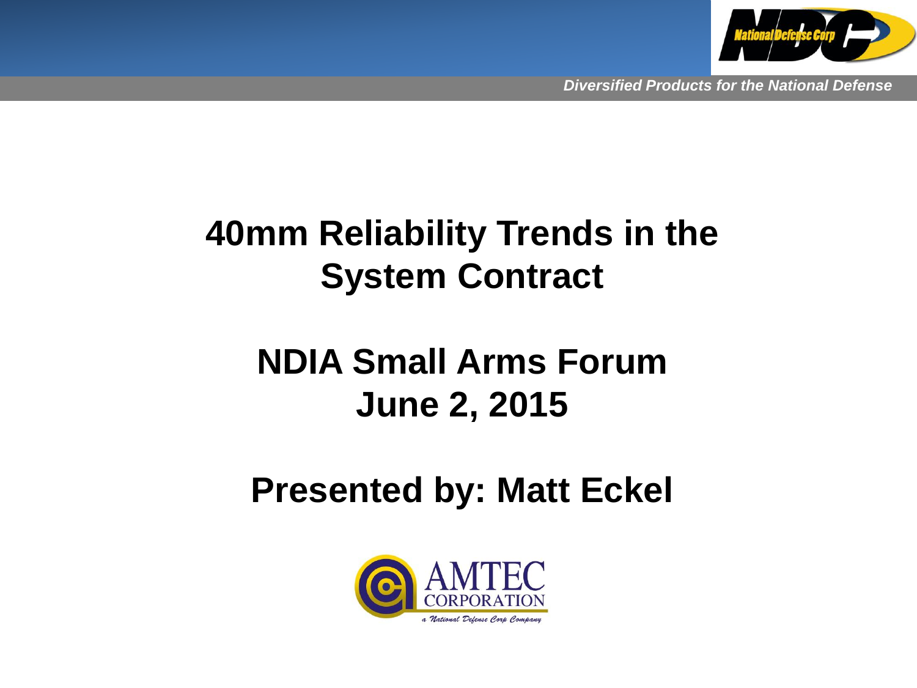# 40mm Reliability Trends in the System Contract

## NDIA Small Arms Forum
## June 2, 2015

## Presented by: Matt Eckel

AMTEC CORPORATION

*a National Defense Corp Company*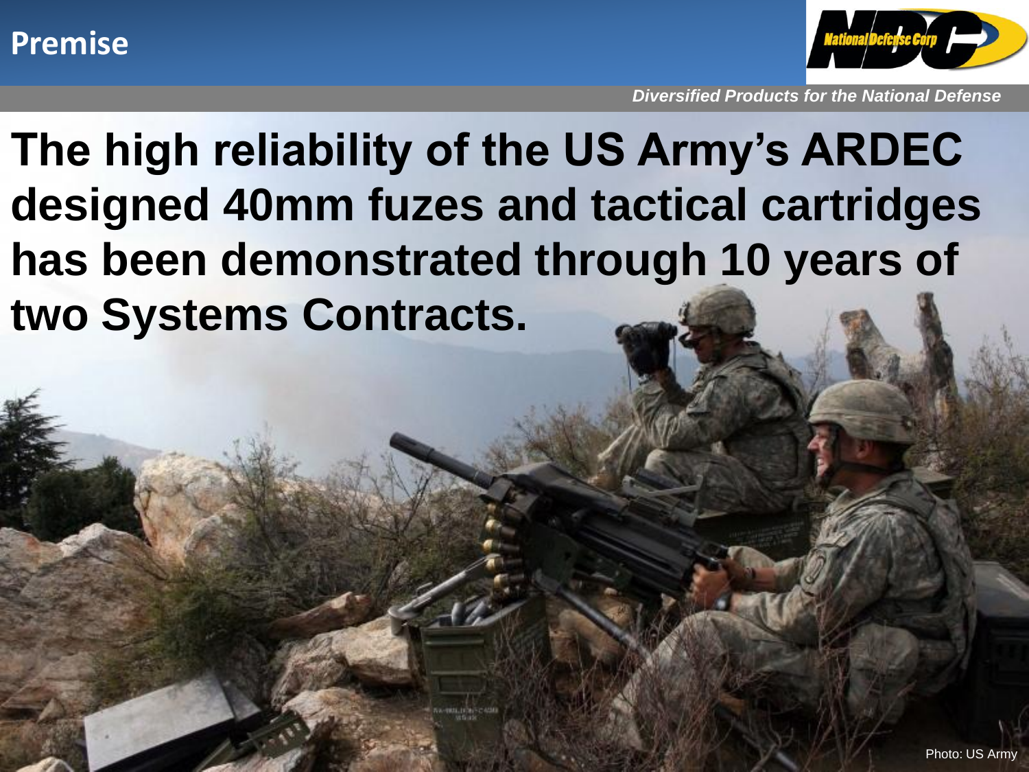# Premise

*Diversified Products for the National Defense*

**The high reliability of the US Army's ARDEC designed 40mm fuzes and tactical cartridges has been demonstrated through 10 years of two Systems Contracts.**

Photo: US Army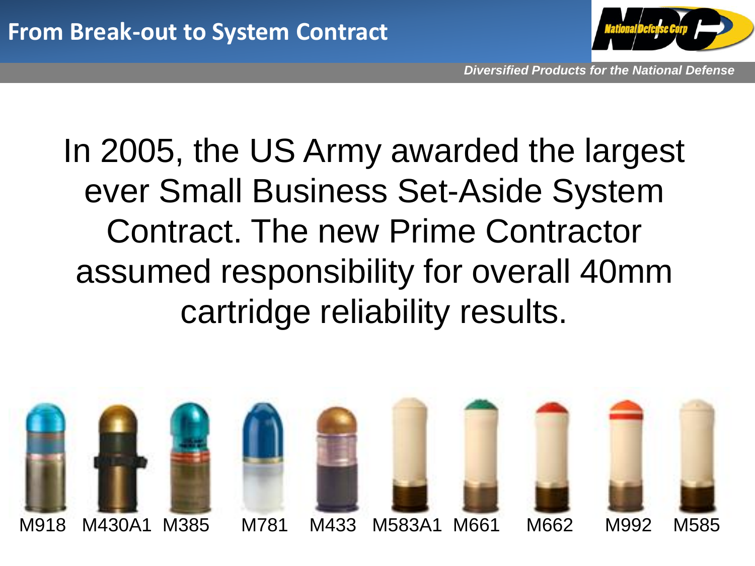# From Break-out to System Contract

In 2005, the US Army awarded the largest ever Small Business Set-Aside System Contract. The new Prime Contractor assumed responsibility for overall 40mm cartridge reliability results.

M918 M430A1 M385 M781 M433 M583A1 M661 M662 M992 M585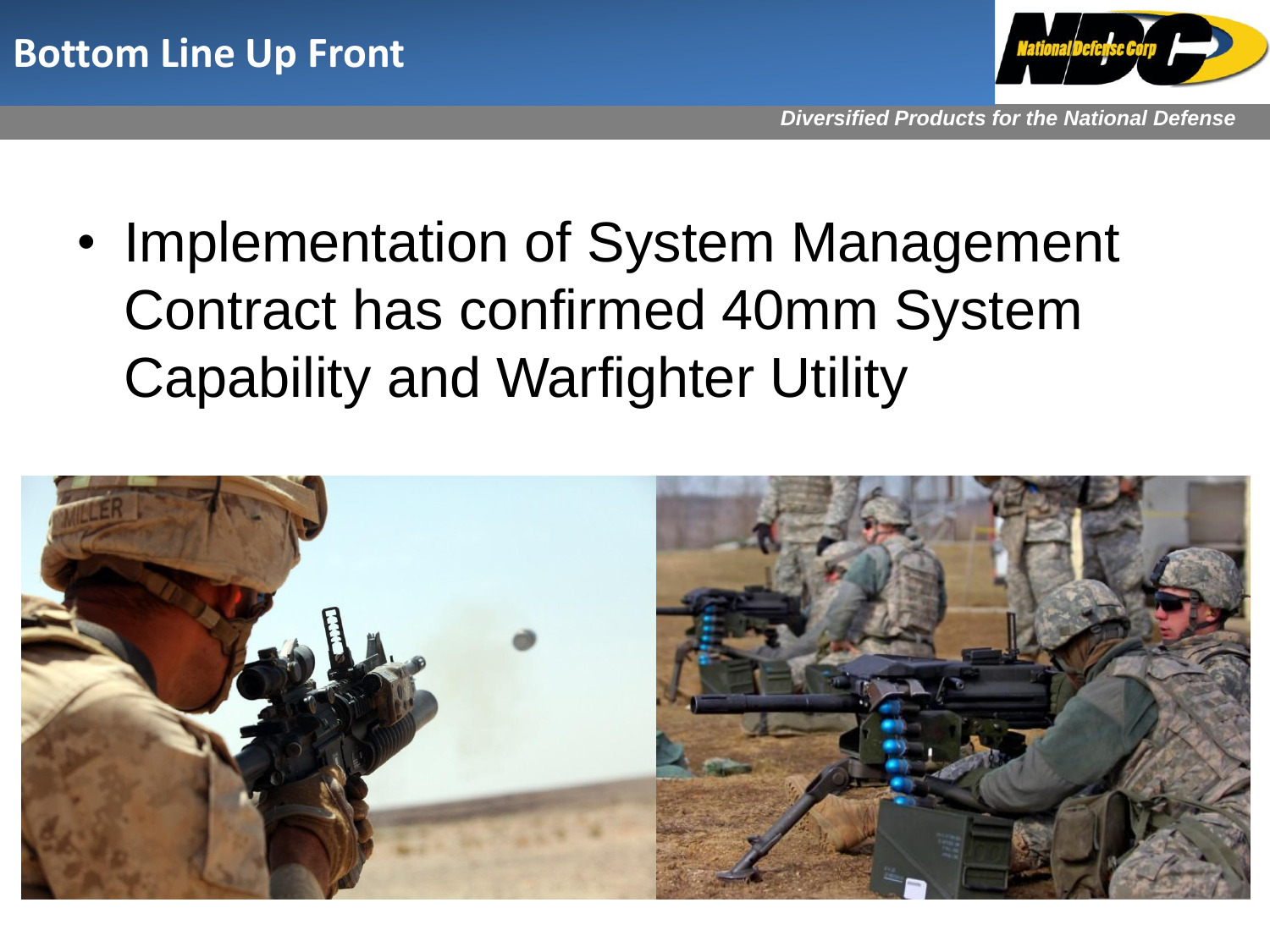# Bottom Line Up Front

- Implementation of System Management Contract has confirmed 40mm System Capability and Warfighter Utility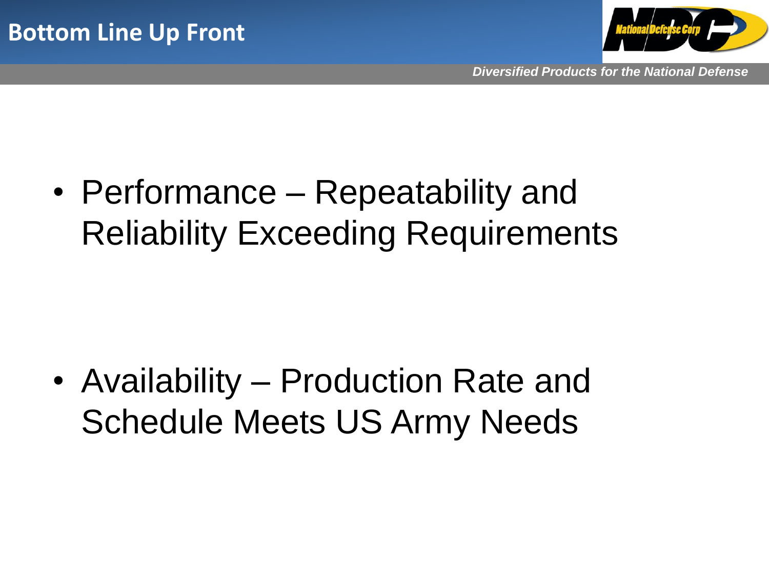# Bottom Line Up Front

- Performance – Repeatability and Reliability Exceeding Requirements

- Availability – Production Rate and Schedule Meets US Army Needs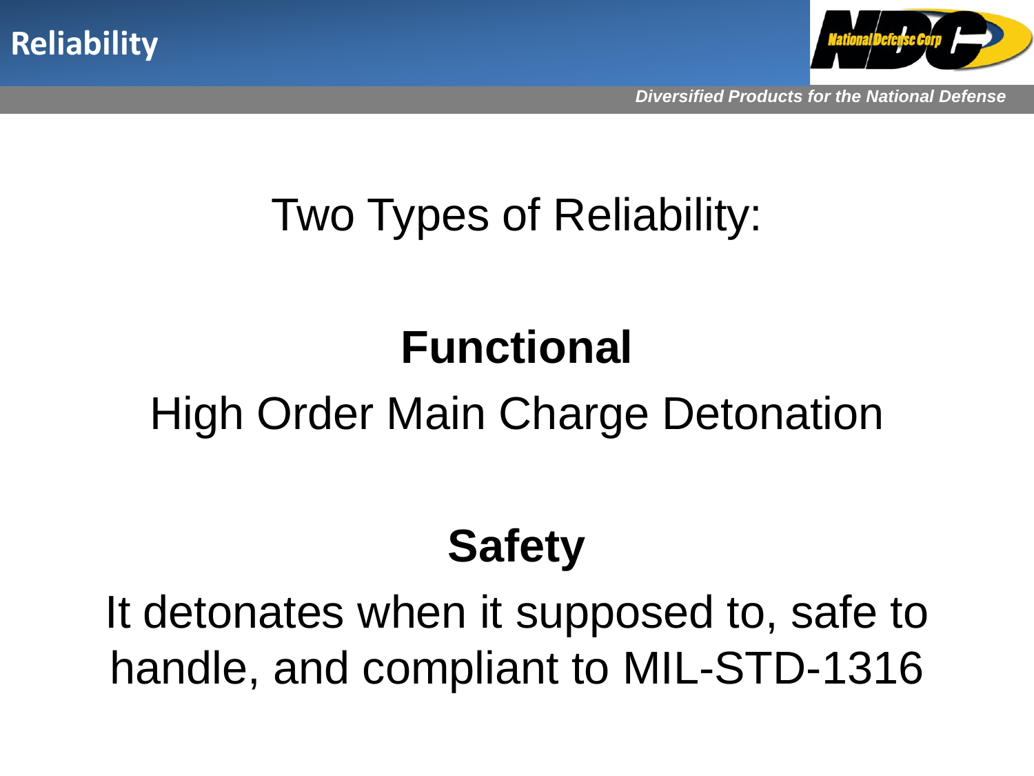# Reliability

## Two Types of Reliability:

**Functional**

High Order Main Charge Detonation

**Safety**

It detonates when it supposed to, safe to handle, and compliant to MIL-STD-1316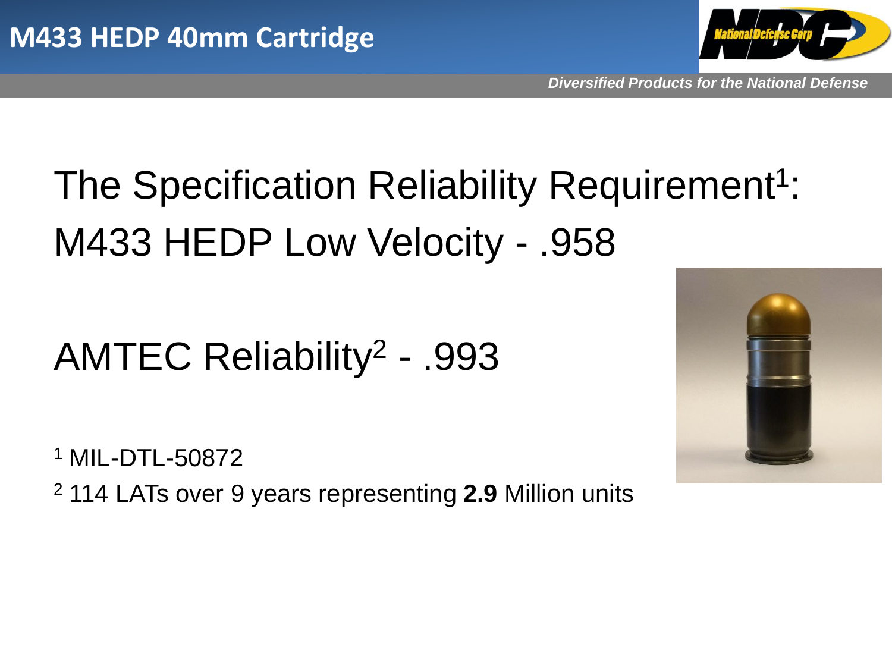# M433 HEDP 40mm Cartridge

The Specification Reliability Requirement[1]:
M433 HEDP Low Velocity - .958

AMTEC Reliability[2] - .993

[1] MIL-DTL-50872

[2] 114 LATs over 9 years representing **2.9** Million units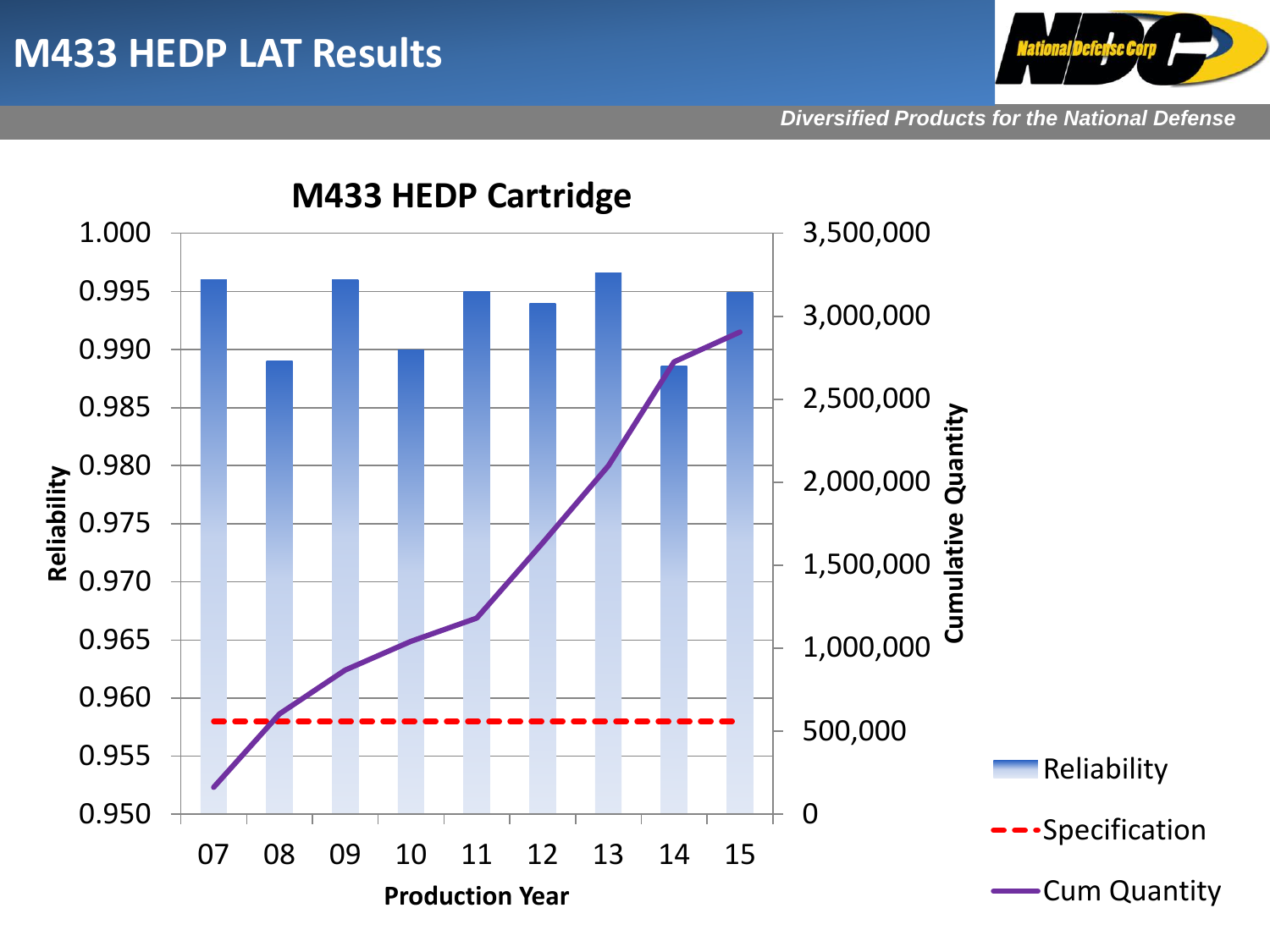# M433 HEDP LAT Results

*Diversified Products for the National Defense*

## M433 HEDP Cartridge

Reliability (left axis: 0.950 – 1.000) and Cumulative Quantity (right axis: 0 – 3,500,000) by Production Year (07 – 15)

Legend: Reliability; Specification; Cum Quantity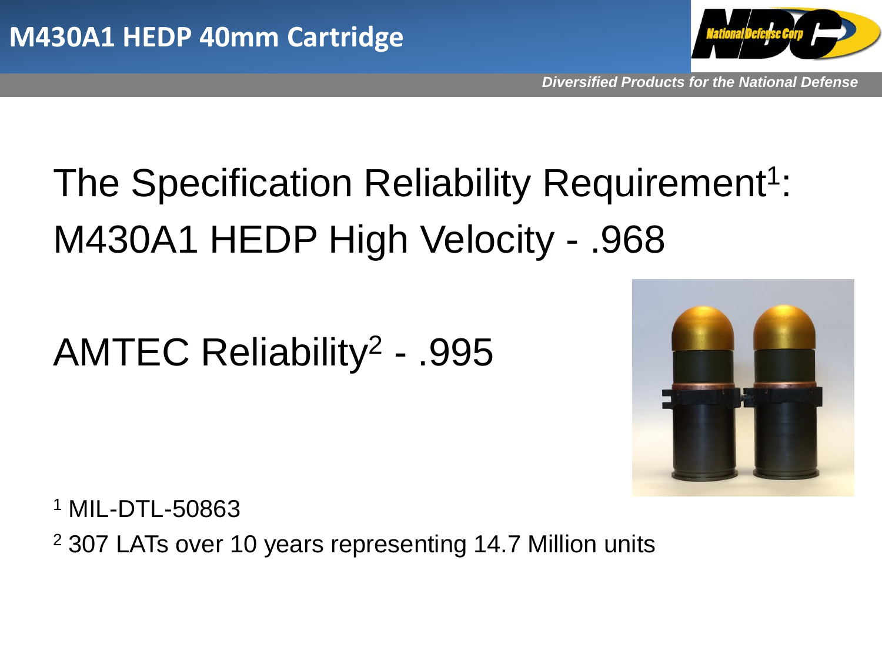# M430A1 HEDP 40mm Cartridge

The Specification Reliability Requirement[1]:
M430A1 HEDP High Velocity - .968

AMTEC Reliability[2] - .995

[1] MIL-DTL-50863

[2] 307 LATs over 10 years representing 14.7 Million units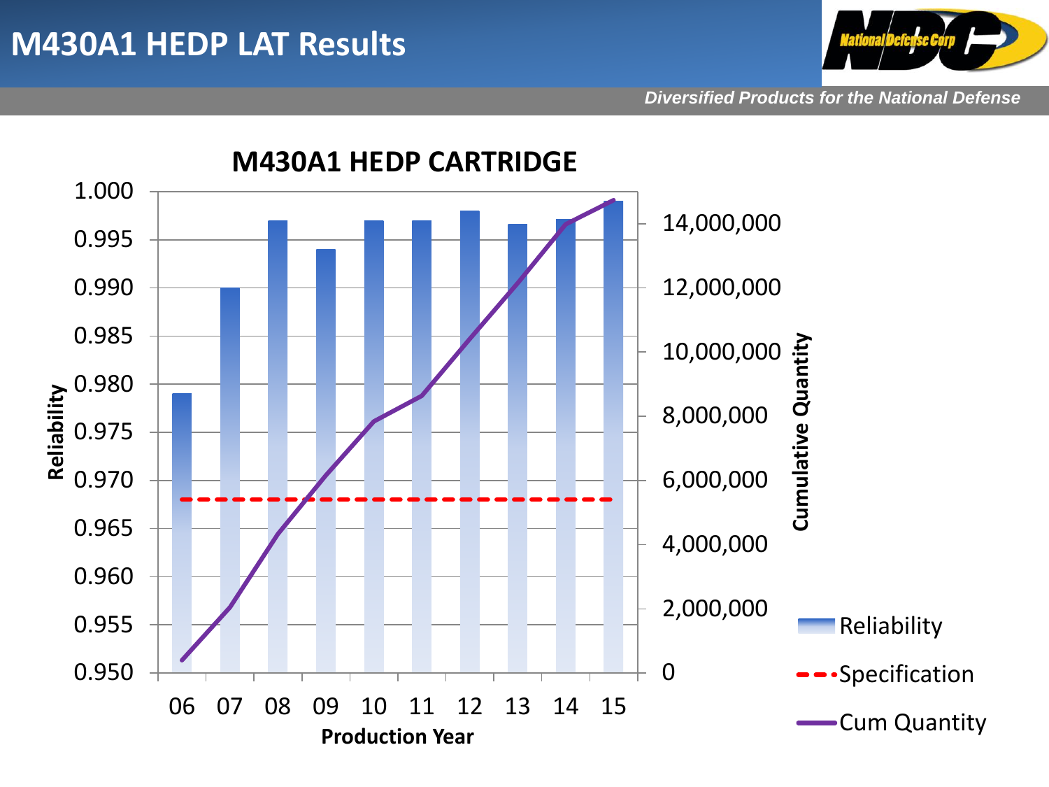# M430A1 HEDP LAT Results

*Diversified Products for the National Defense*

## M430A1 HEDP CARTRIDGE

Reliability (left axis): 0.950 – 1.000
Cumulative Quantity (right axis): 0 – 14,000,000

Production Year: 06, 07, 08, 09, 10, 11, 12, 13, 14, 15

Legend: Reliability; Specification; Cum Quantity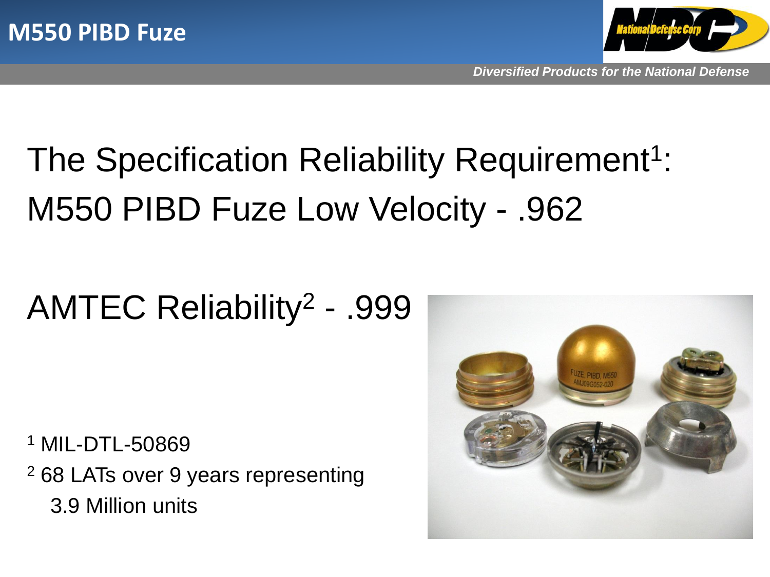# M550 PIBD Fuze

The Specification Reliability Requirement[1]:
M550 PIBD Fuze Low Velocity - .962

AMTEC Reliability[2] - .999

[1] MIL-DTL-50869

[2] 68 LATs over 9 years representing 3.9 Million units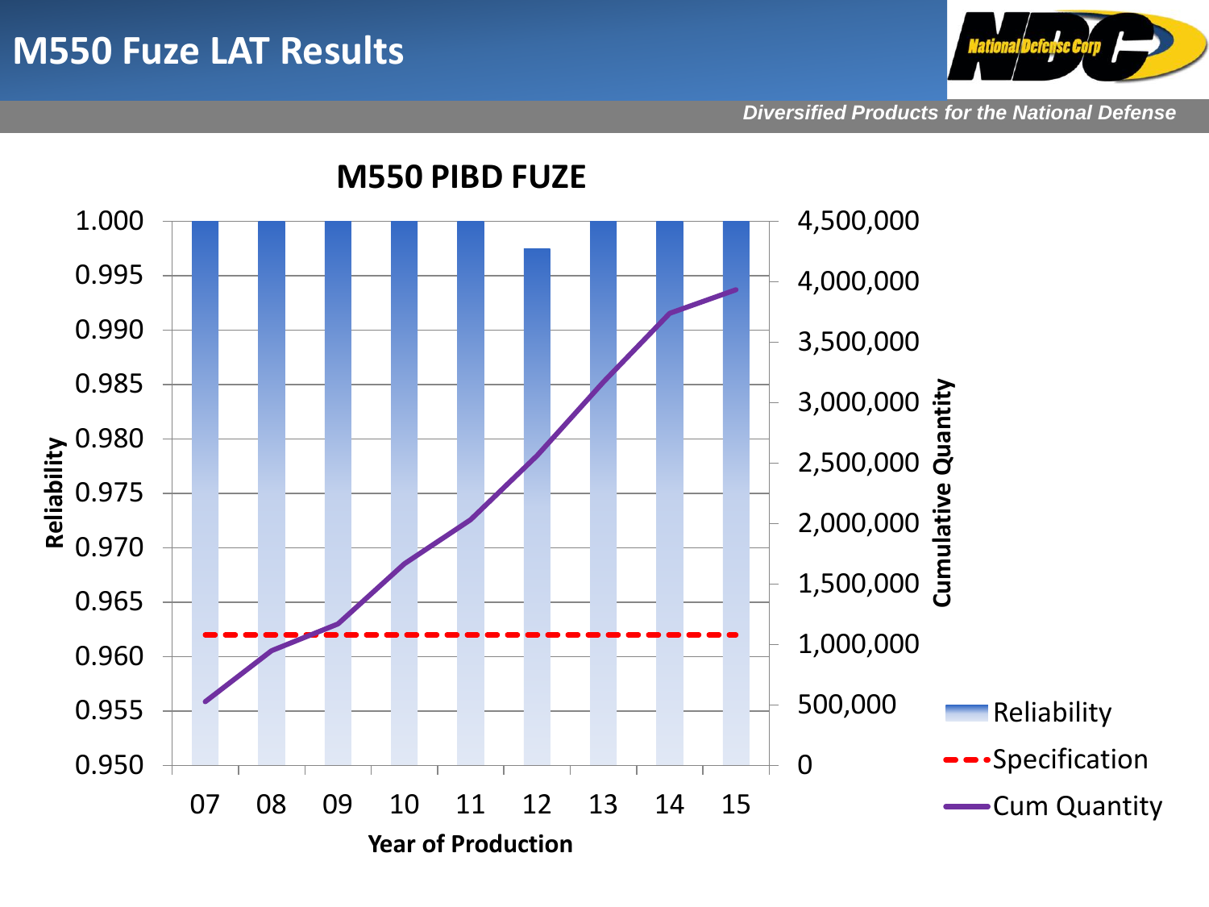# M550 Fuze LAT Results

*Diversified Products for the National Defense*

**M550 PIBD FUZE**

Reliability: 1.000, 0.995, 0.990, 0.985, 0.980, 0.975, 0.970, 0.965, 0.960, 0.955, 0.950

Cumulative Quantity: 4,500,000, 4,000,000, 3,500,000, 3,000,000, 2,500,000, 2,000,000, 1,500,000, 1,000,000, 500,000, 0

Year of Production: 07, 08, 09, 10, 11, 12, 13, 14, 15

Legend: Reliability, Specification, Cum Quantity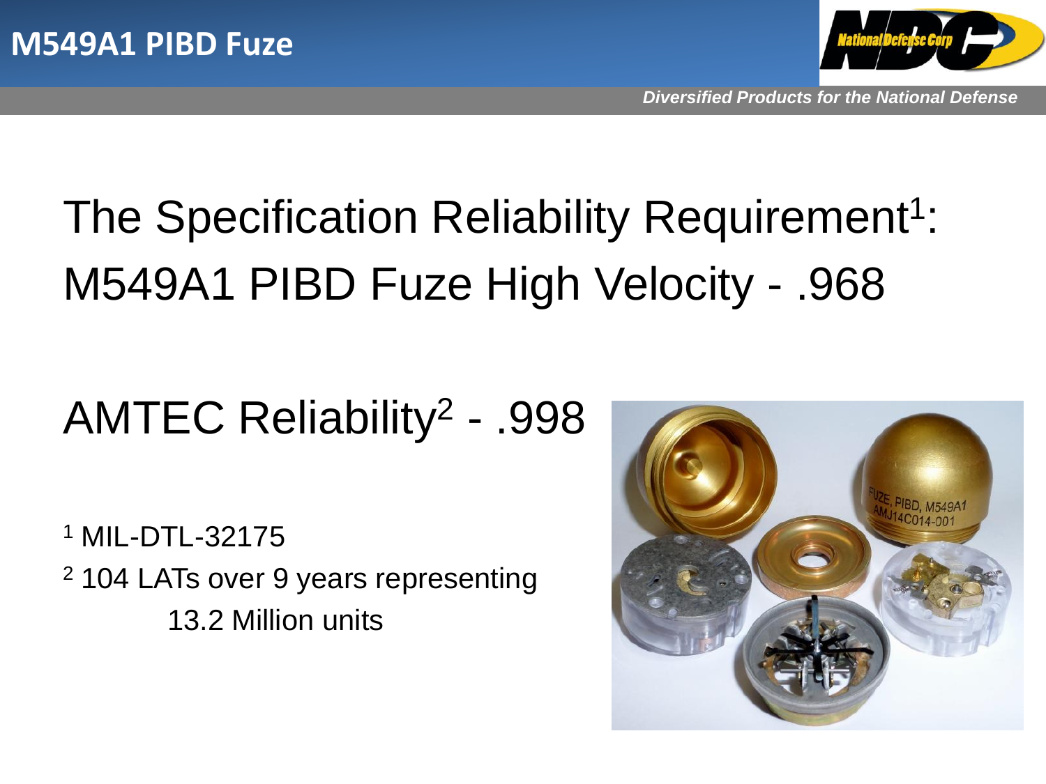# M549A1 PIBD Fuze

The Specification Reliability Requirement[1]:
M549A1 PIBD Fuze High Velocity - .968

AMTEC Reliability[2] - .998

[1] MIL-DTL-32175

[2] 104 LATs over 9 years representing 13.2 Million units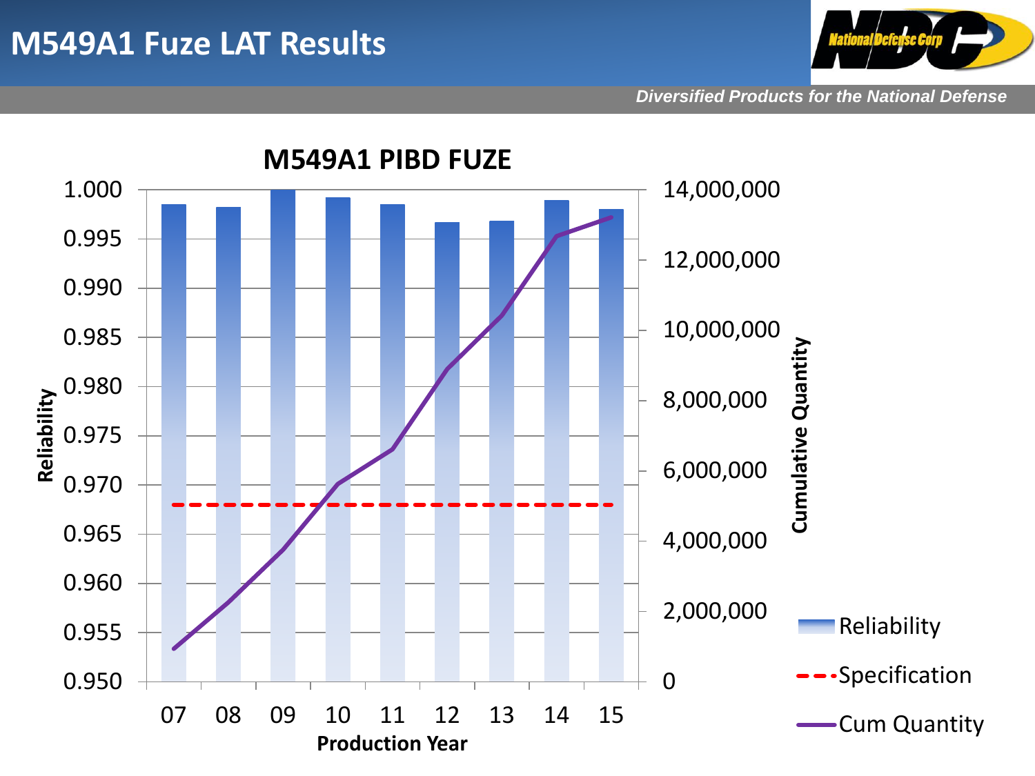# M549A1 Fuze LAT Results

*Diversified Products for the National Defense*

## M549A1 PIBD FUZE

Reliability (left axis: 0.950 – 1.000) | Cumulative Quantity (right axis: 0 – 14,000,000)

Production Year: 07, 08, 09, 10, 11, 12, 13, 14, 15

Legend: Reliability, Specification, Cum Quantity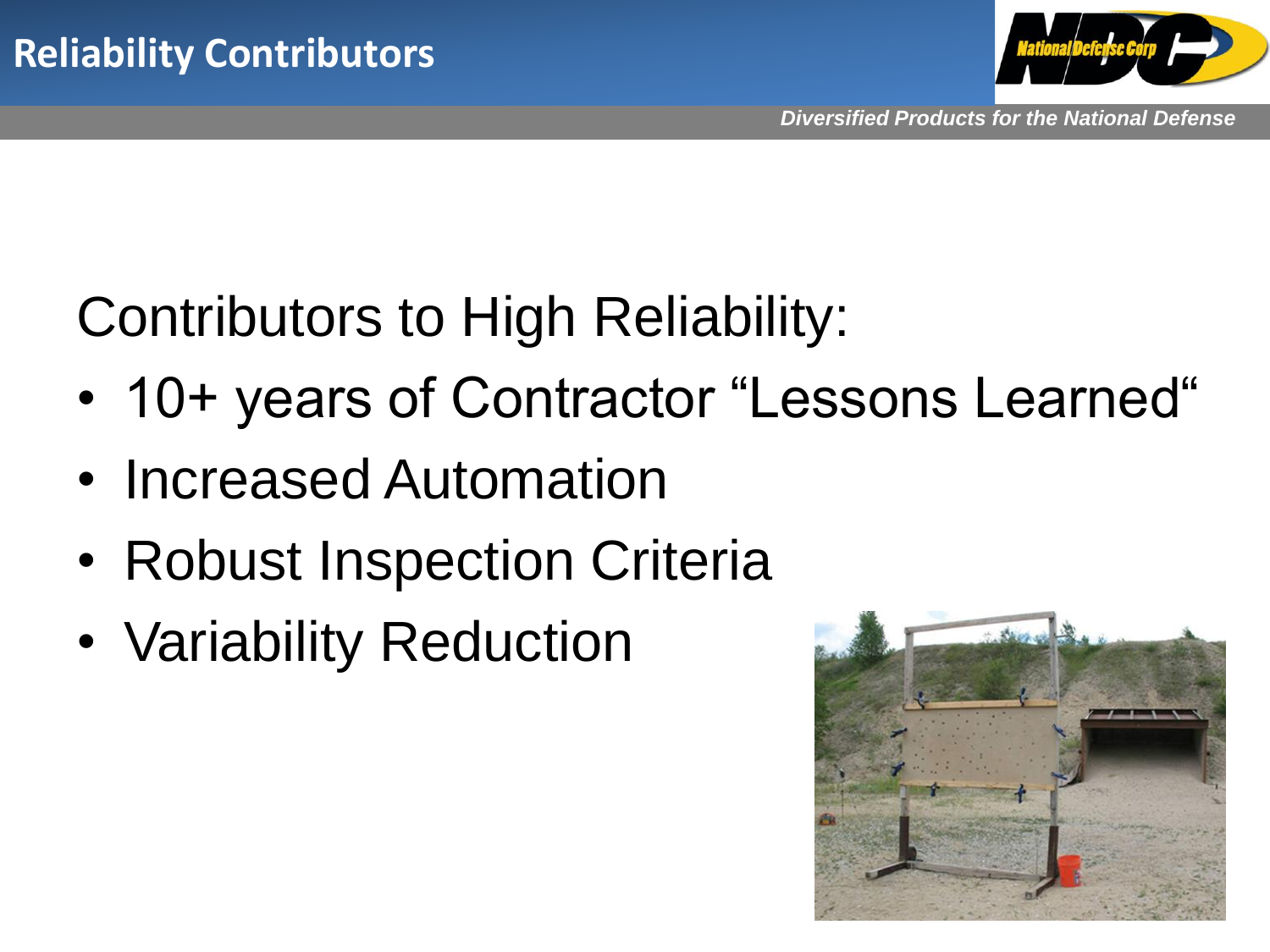# Reliability Contributors

Contributors to High Reliability:

- 10+ years of Contractor "Lessons Learned"
- Increased Automation
- Robust Inspection Criteria
- Variability Reduction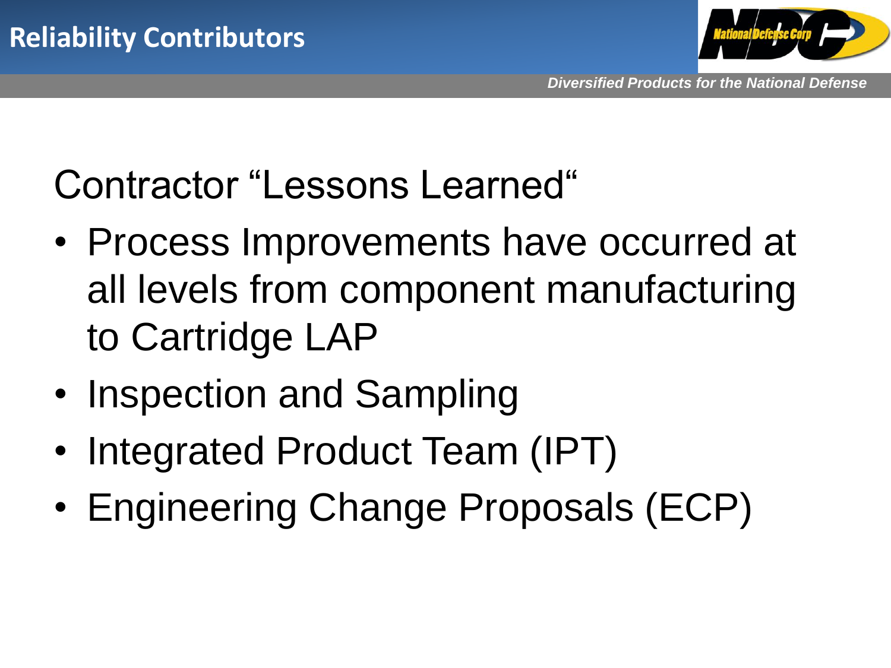## Reliability Contributors

Contractor “Lessons Learned“

- Process Improvements have occurred at all levels from component manufacturing to Cartridge LAP
- Inspection and Sampling
- Integrated Product Team (IPT)
- Engineering Change Proposals (ECP)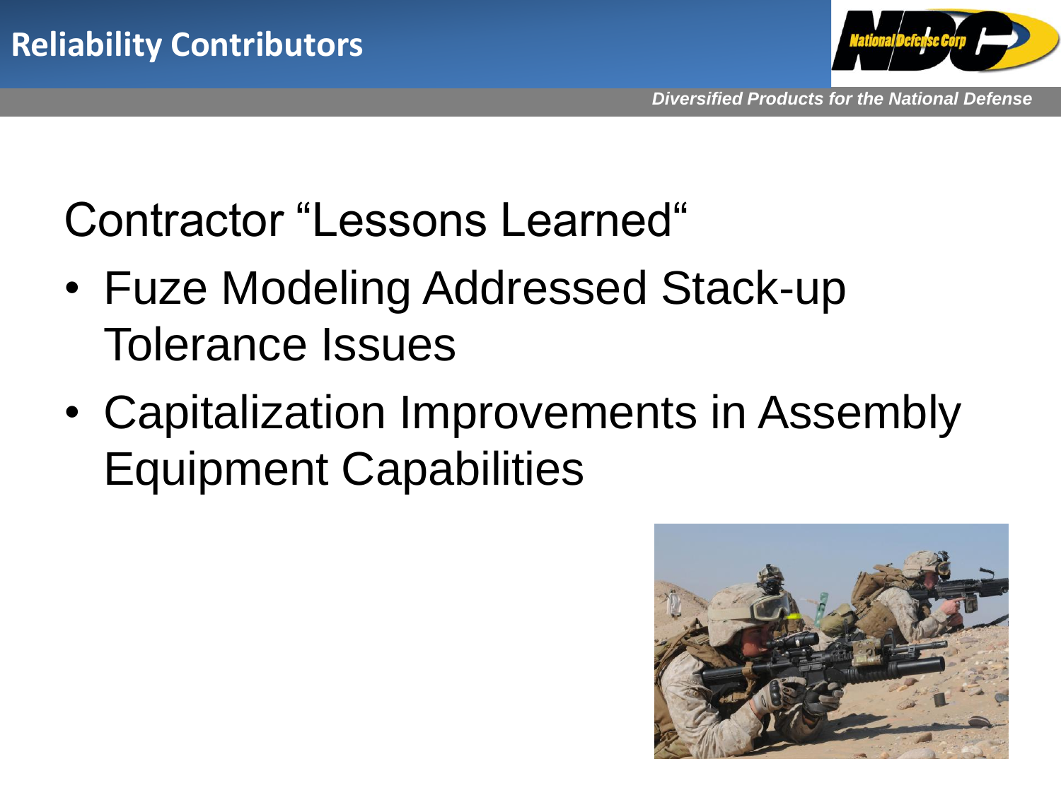# Reliability Contributors

## Contractor "Lessons Learned"

- Fuze Modeling Addressed Stack-up Tolerance Issues
- Capitalization Improvements in Assembly Equipment Capabilities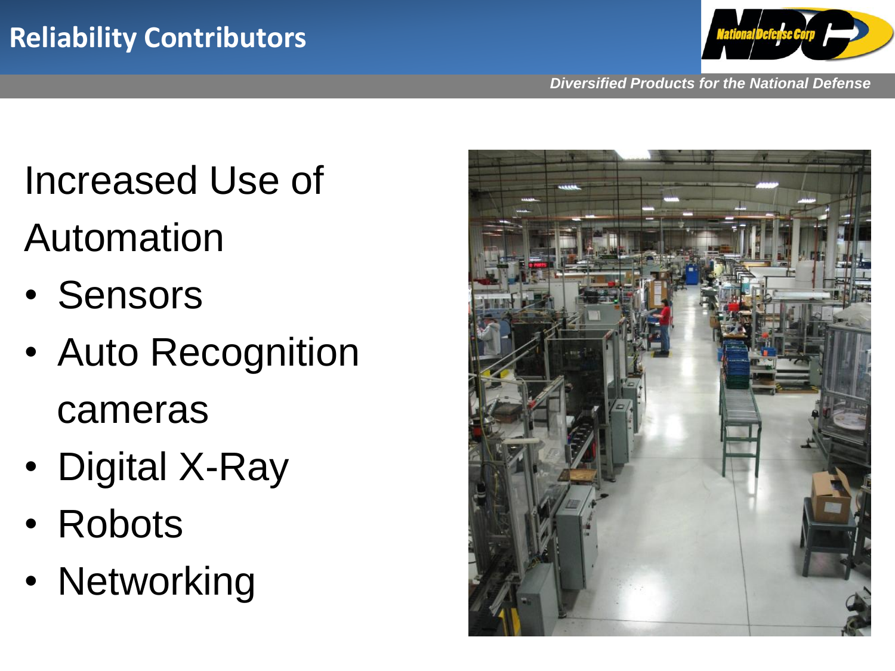# Reliability Contributors

Increased Use of Automation

- Sensors
- Auto Recognition cameras
- Digital X-Ray
- Robots
- Networking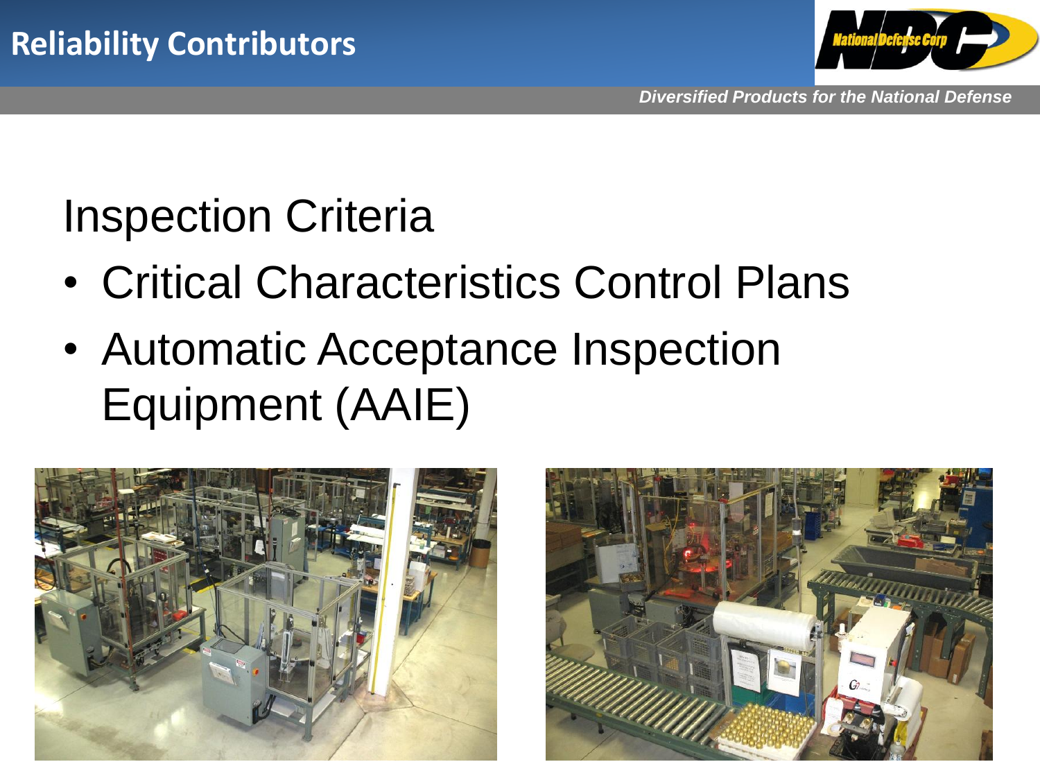# Reliability Contributors

## Inspection Criteria

- Critical Characteristics Control Plans
- Automatic Acceptance Inspection Equipment (AAIE)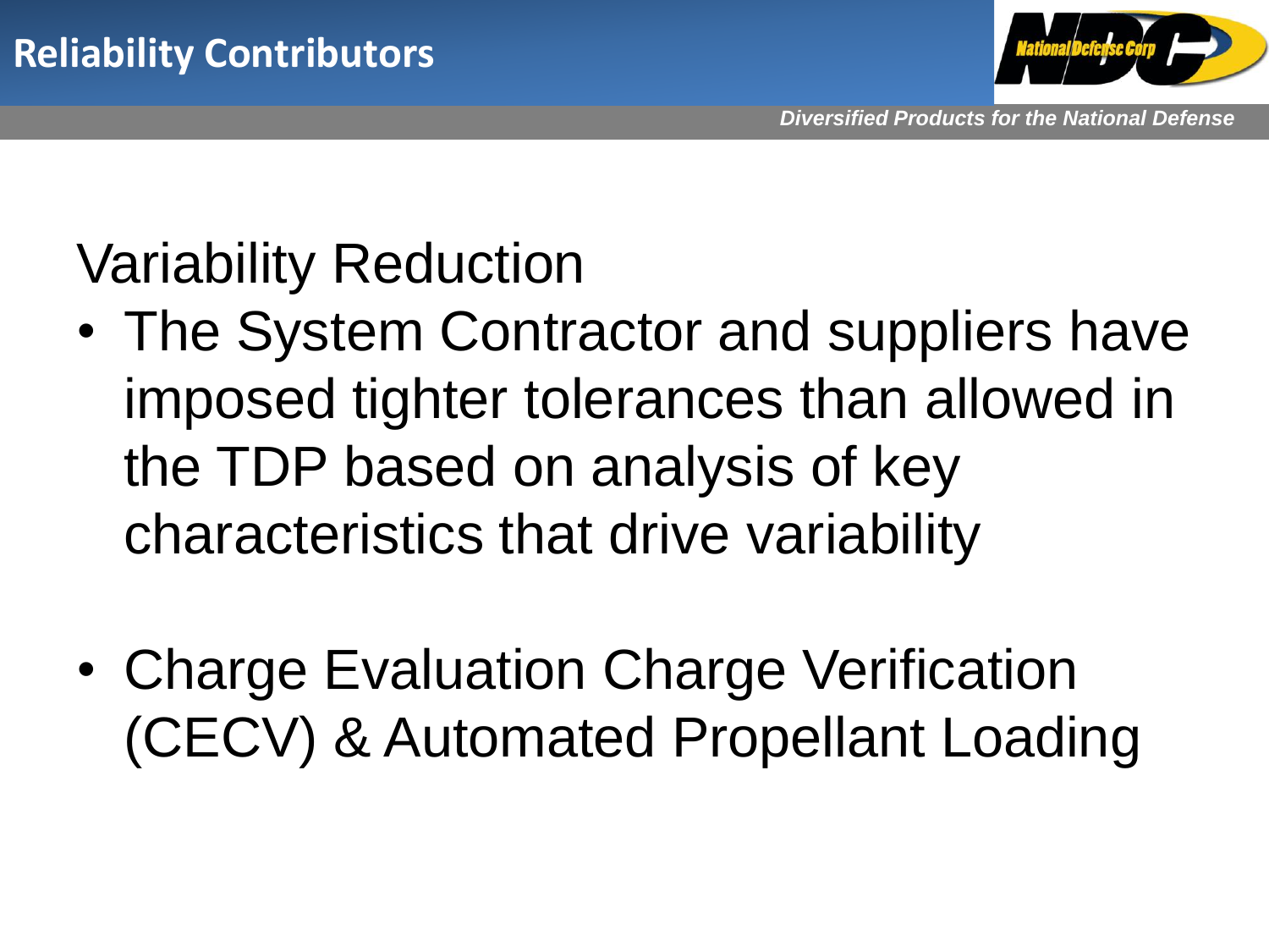# Reliability Contributors

## Variability Reduction

- The System Contractor and suppliers have imposed tighter tolerances than allowed in the TDP based on analysis of key characteristics that drive variability

- Charge Evaluation Charge Verification (CECV) & Automated Propellant Loading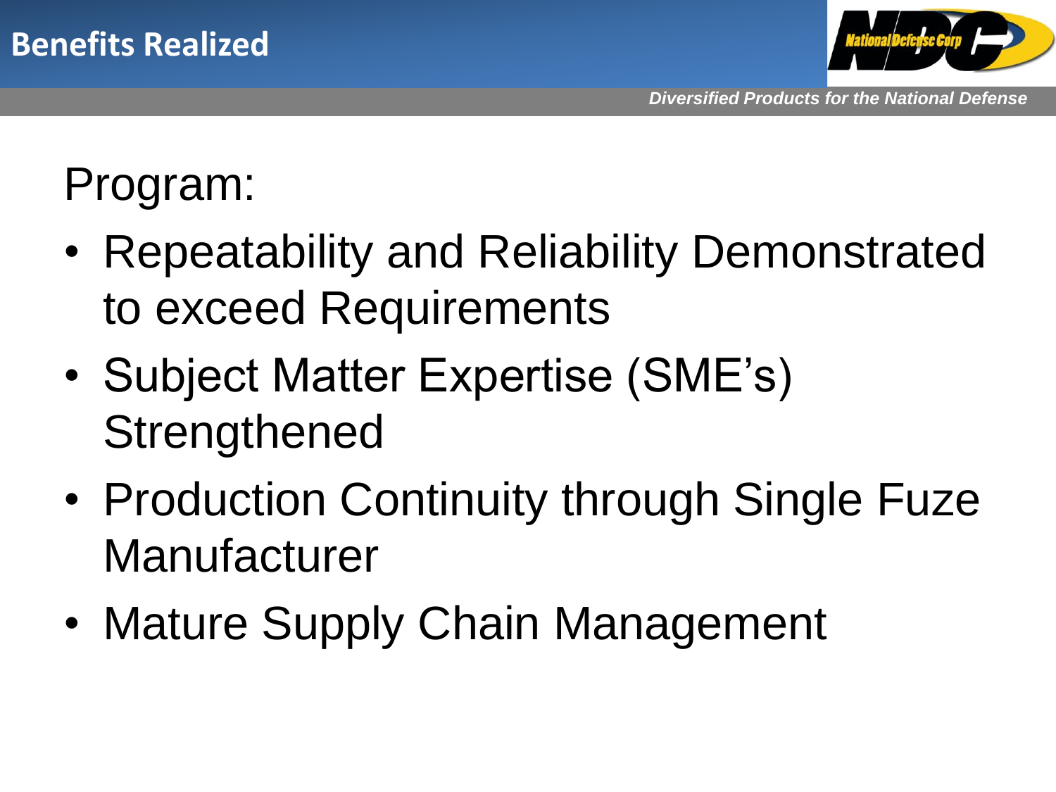# Benefits Realized

*Diversified Products for the National Defense*

Program:

- Repeatability and Reliability Demonstrated to exceed Requirements
- Subject Matter Expertise (SME's) Strengthened
- Production Continuity through Single Fuze Manufacturer
- Mature Supply Chain Management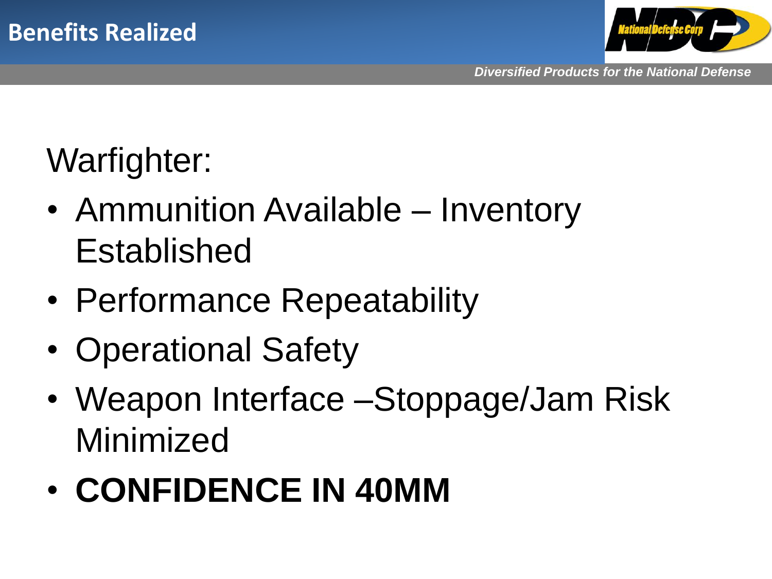# Benefits Realized

Warfighter:

- Ammunition Available – Inventory Established
- Performance Repeatability
- Operational Safety
- Weapon Interface –Stoppage/Jam Risk Minimized
- **CONFIDENCE IN 40MM**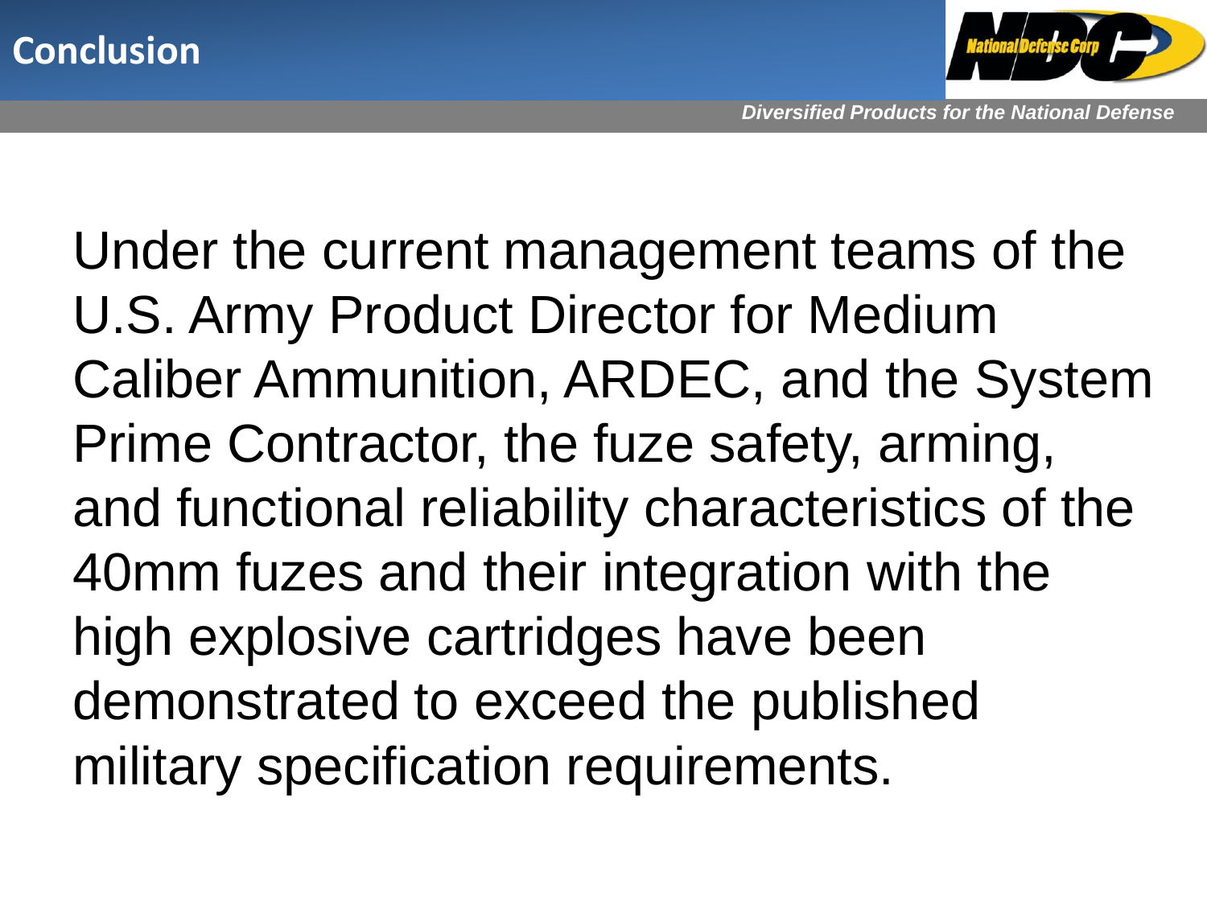# Conclusion

Under the current management teams of the U.S. Army Product Director for Medium Caliber Ammunition, ARDEC, and the System Prime Contractor, the fuze safety, arming, and functional reliability characteristics of the 40mm fuzes and their integration with the high explosive cartridges have been demonstrated to exceed the published military specification requirements.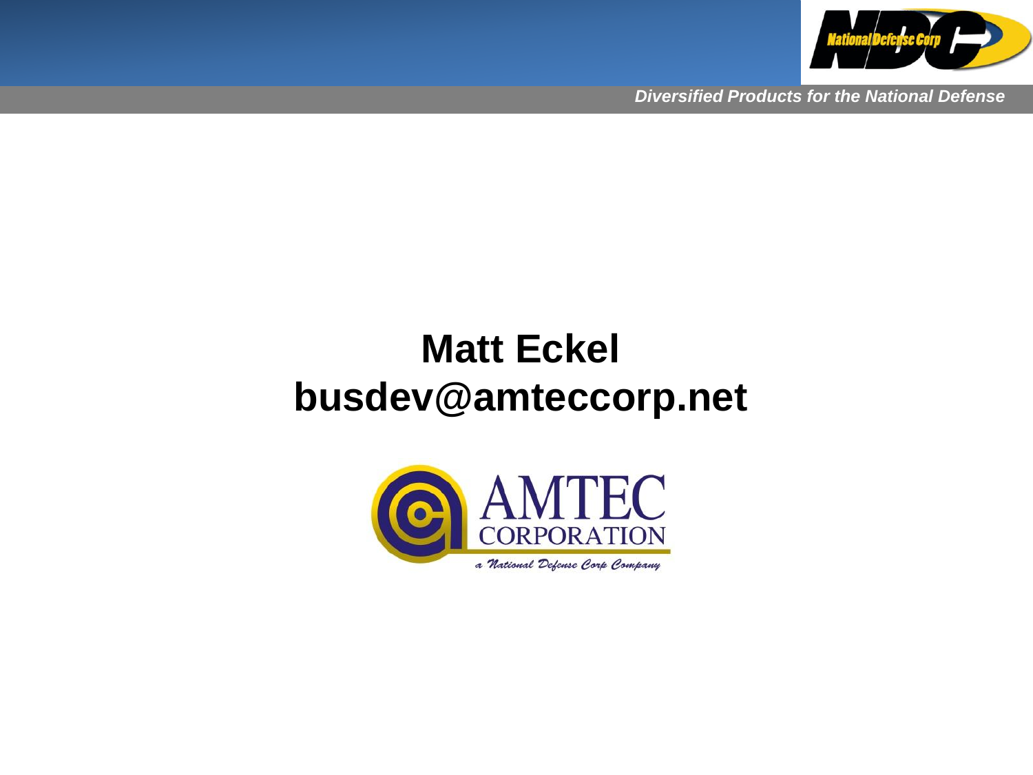**Matt Eckel**
**busdev@amteccorp.net**

AMTEC CORPORATION

*a National Defense Corp Company*